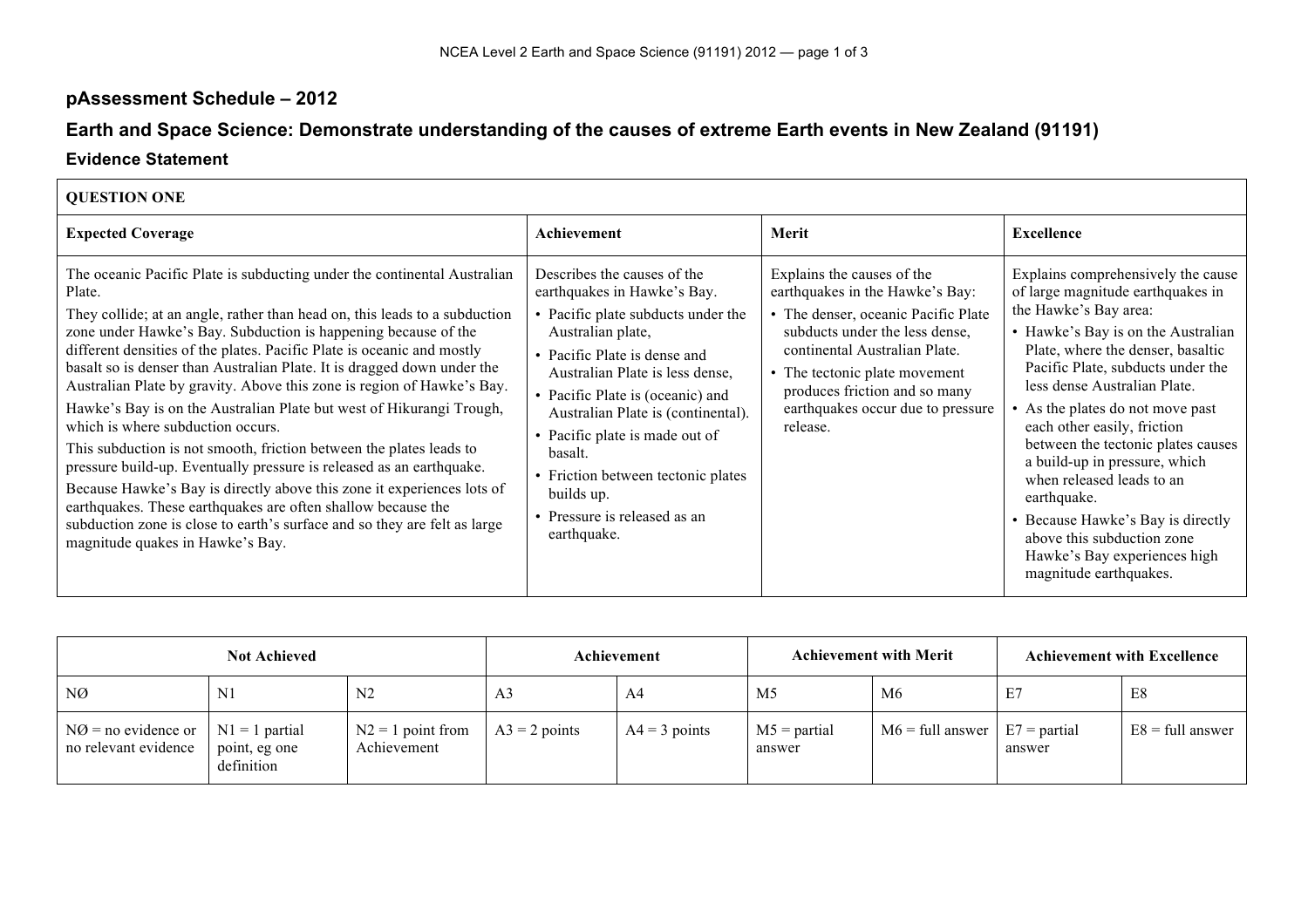## pAssessment Schedule – 2012

## Earth and Space Science: Demonstrate understanding of the causes of extreme Earth events in New Zealand (91191)

### Evidence Statement

| QUESTION ONE | | | |
|---|---|---|---|
| **Expected Coverage** | **Achievement** | **Merit** | **Excellence** |
| The oceanic Pacific Plate is subducting under the continental Australian Plate.<br>They collide; at an angle, rather than head on, this leads to a subduction zone under Hawke's Bay. Subduction is happening because of the different densities of the plates. Pacific Plate is oceanic and mostly basalt so is denser than Australian Plate. It is dragged down under the Australian Plate by gravity. Above this zone is region of Hawke's Bay.<br>Hawke's Bay is on the Australian Plate but west of Hikurangi Trough, which is where subduction occurs.<br>This subduction is not smooth, friction between the plates leads to pressure build-up. Eventually pressure is released as an earthquake.<br>Because Hawke's Bay is directly above this zone it experiences lots of earthquakes. These earthquakes are often shallow because the subduction zone is close to earth's surface and so they are felt as large magnitude quakes in Hawke's Bay. | Describes the causes of the earthquakes in Hawke's Bay.<br>• Pacific plate subducts under the Australian plate,<br>• Pacific Plate is dense and Australian Plate is less dense,<br>• Pacific Plate is (oceanic) and Australian Plate is (continental).<br>• Pacific plate is made out of basalt.<br>• Friction between tectonic plates builds up.<br>• Pressure is released as an earthquake. | Explains the causes of the earthquakes in the Hawke's Bay:<br>• The denser, oceanic Pacific Plate subducts under the less dense, continental Australian Plate.<br>• The tectonic plate movement produces friction and so many earthquakes occur due to pressure release. | Explains comprehensively the cause of large magnitude earthquakes in the Hawke's Bay area:<br>• Hawke's Bay is on the Australian Plate, where the denser, basaltic Pacific Plate, subducts under the less dense Australian Plate.<br>• As the plates do not move past each other easily, friction between the tectonic plates causes a build-up in pressure, which when released leads to an earthquake.<br>• Because Hawke's Bay is directly above this subduction zone Hawke's Bay experiences high magnitude earthquakes. |

| Not Achieved | | | Achievement | | Achievement with Merit | | Achievement with Excellence | |
|---|---|---|---|---|---|---|---|---|
| NØ | N1 | N2 | A3 | A4 | M5 | M6 | E7 | E8 |
| NØ = no evidence or no relevant evidence | N1 = 1 partial point, eg one definition | N2 = 1 point from Achievement | A3 = 2 points | A4 = 3 points | M5 = partial answer | M6 = full answer | E7 = partial answer | E8 = full answer |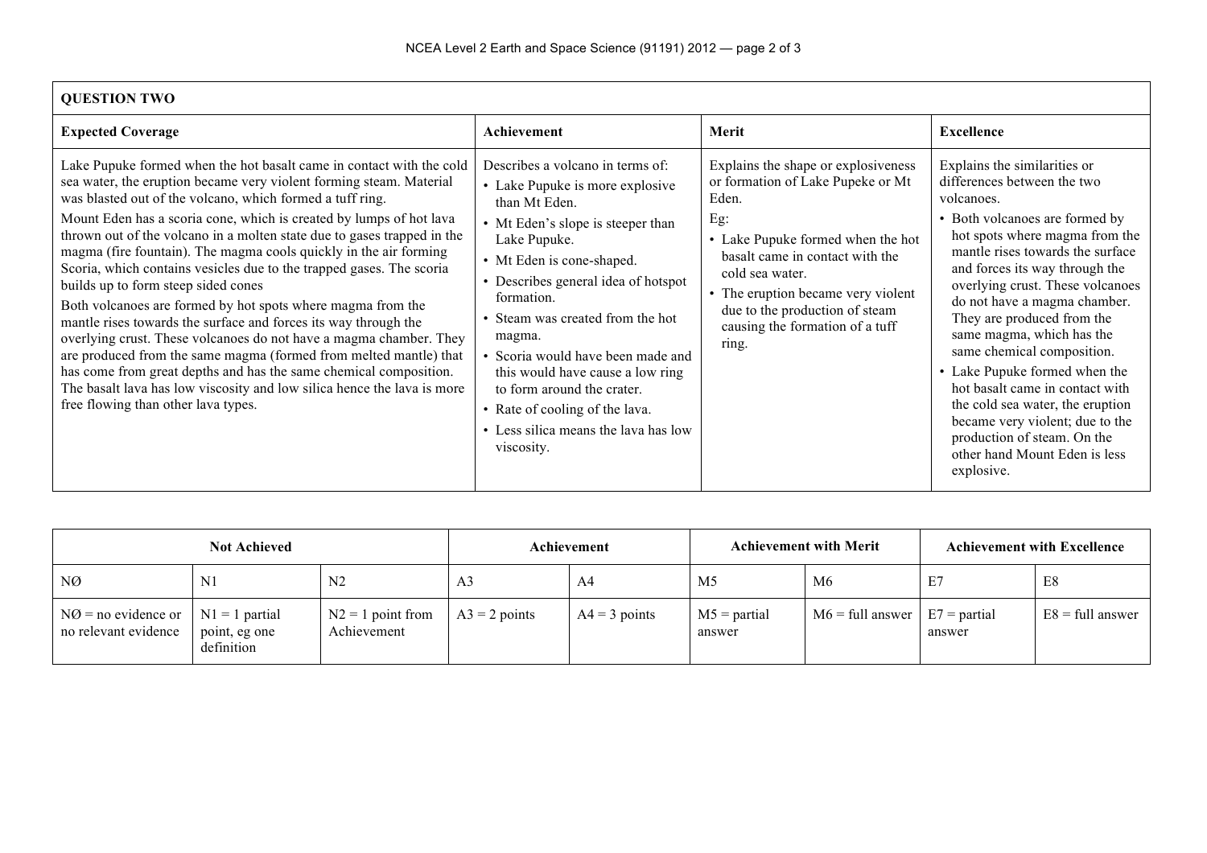| QUESTION TWO | | | |
|---|---|---|---|
| **Expected Coverage** | **Achievement** | **Merit** | **Excellence** |
| Lake Pupuke formed when the hot basalt came in contact with the cold sea water, the eruption became very violent forming steam. Material was blasted out of the volcano, which formed a tuff ring.<br>Mount Eden has a scoria cone, which is created by lumps of hot lava thrown out of the volcano in a molten state due to gases trapped in the magma (fire fountain). The magma cools quickly in the air forming Scoria, which contains vesicles due to the trapped gases. The scoria builds up to form steep sided cones<br>Both volcanoes are formed by hot spots where magma from the mantle rises towards the surface and forces its way through the overlying crust. These volcanoes do not have a magma chamber. They are produced from the same magma (formed from melted mantle) that has come from great depths and has the same chemical composition. The basalt lava has low viscosity and low silica hence the lava is more free flowing than other lava types. | Describes a volcano in terms of:<br>• Lake Pupuke is more explosive than Mt Eden.<br>• Mt Eden's slope is steeper than Lake Pupuke.<br>• Mt Eden is cone-shaped.<br>• Describes general idea of hotspot formation.<br>• Steam was created from the hot magma.<br>• Scoria would have been made and this would have cause a low ring to form around the crater.<br>• Rate of cooling of the lava.<br>• Less silica means the lava has low viscosity. | Explains the shape or explosiveness or formation of Lake Pupeke or Mt Eden.<br>Eg:<br>• Lake Pupuke formed when the hot basalt came in contact with the cold sea water.<br>• The eruption became very violent due to the production of steam causing the formation of a tuff ring. | Explains the similarities or differences between the two volcanoes.<br>• Both volcanoes are formed by hot spots where magma from the mantle rises towards the surface and forces its way through the overlying crust. These volcanoes do not have a magma chamber. They are produced from the same magma, which has the same chemical composition.<br>• Lake Pupuke formed when the hot basalt came in contact with the cold sea water, the eruption became very violent; due to the production of steam. On the other hand Mount Eden is less explosive. |

| Not Achieved | | | Achievement | | Achievement with Merit | | Achievement with Excellence | |
|---|---|---|---|---|---|---|---|---|
| NØ | N1 | N2 | A3 | A4 | M5 | M6 | E7 | E8 |
| NØ = no evidence or no relevant evidence | N1 = 1 partial point, eg one definition | N2 = 1 point from Achievement | A3 = 2 points | A4 = 3 points | M5 = partial answer | M6 = full answer | E7 = partial answer | E8 = full answer |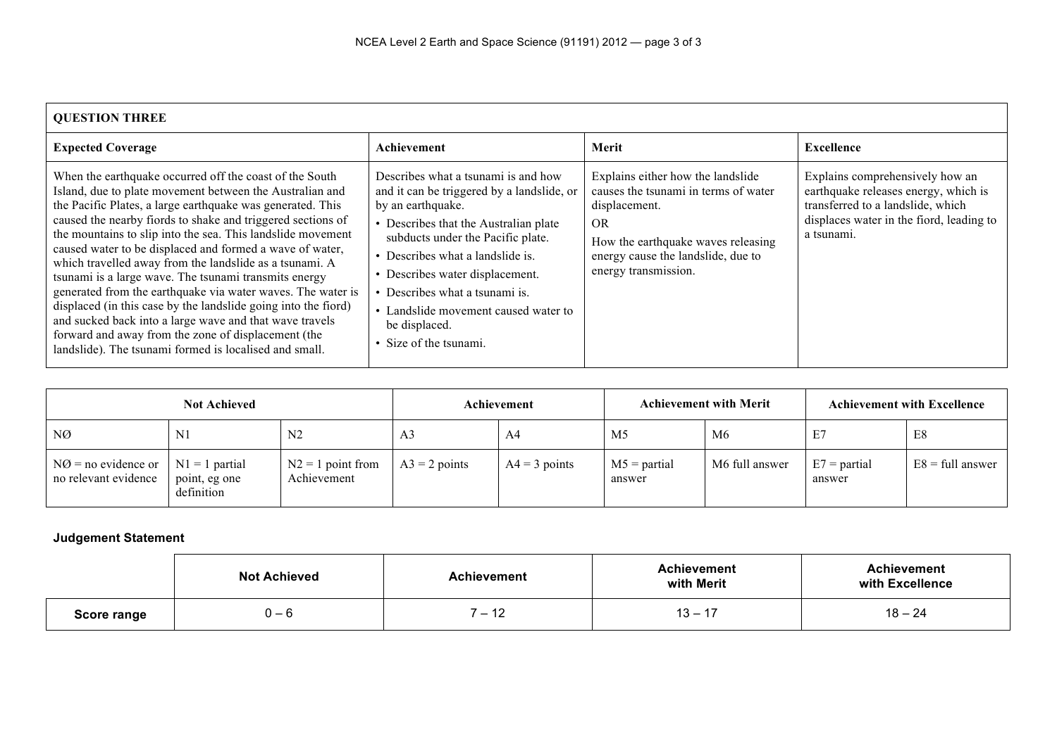| QUESTION THREE | | | |
|---|---|---|---|
| **Expected Coverage** | **Achievement** | **Merit** | **Excellence** |
| When the earthquake occurred off the coast of the South Island, due to plate movement between the Australian and the Pacific Plates, a large earthquake was generated. This caused the nearby fiords to shake and triggered sections of the mountains to slip into the sea. This landslide movement caused water to be displaced and formed a wave of water, which travelled away from the landslide as a tsunami. A tsunami is a large wave. The tsunami transmits energy generated from the earthquake via water waves. The water is displaced (in this case by the landslide going into the fiord) and sucked back into a large wave and that wave travels forward and away from the zone of displacement (the landslide). The tsunami formed is localised and small. | Describes what a tsunami is and how and it can be triggered by a landslide, or by an earthquake.<br>• Describes that the Australian plate subducts under the Pacific plate.<br>• Describes what a landslide is.<br>• Describes water displacement.<br>• Describes what a tsunami is.<br>• Landslide movement caused water to be displaced.<br>• Size of the tsunami. | Explains either how the landslide causes the tsunami in terms of water displacement.<br>OR<br>How the earthquake waves releasing energy cause the landslide, due to energy transmission. | Explains comprehensively how an earthquake releases energy, which is transferred to a landslide, which displaces water in the fiord, leading to a tsunami. |

| Not Achieved | | | Achievement | | Achievement with Merit | | Achievement with Excellence | |
|---|---|---|---|---|---|---|---|---|
| NØ | N1 | N2 | A3 | A4 | M5 | M6 | E7 | E8 |
| NØ = no evidence or no relevant evidence | N1 = 1 partial point, eg one definition | N2 = 1 point from Achievement | A3 = 2 points | A4 = 3 points | M5 = partial answer | M6 full answer | E7 = partial answer | E8 = full answer |

**Judgement Statement**

| | Not Achieved | Achievement | Achievement with Merit | Achievement with Excellence |
|---|---|---|---|---|
| **Score range** | 0 – 6 | 7 – 12 | 13 – 17 | 18 – 24 |